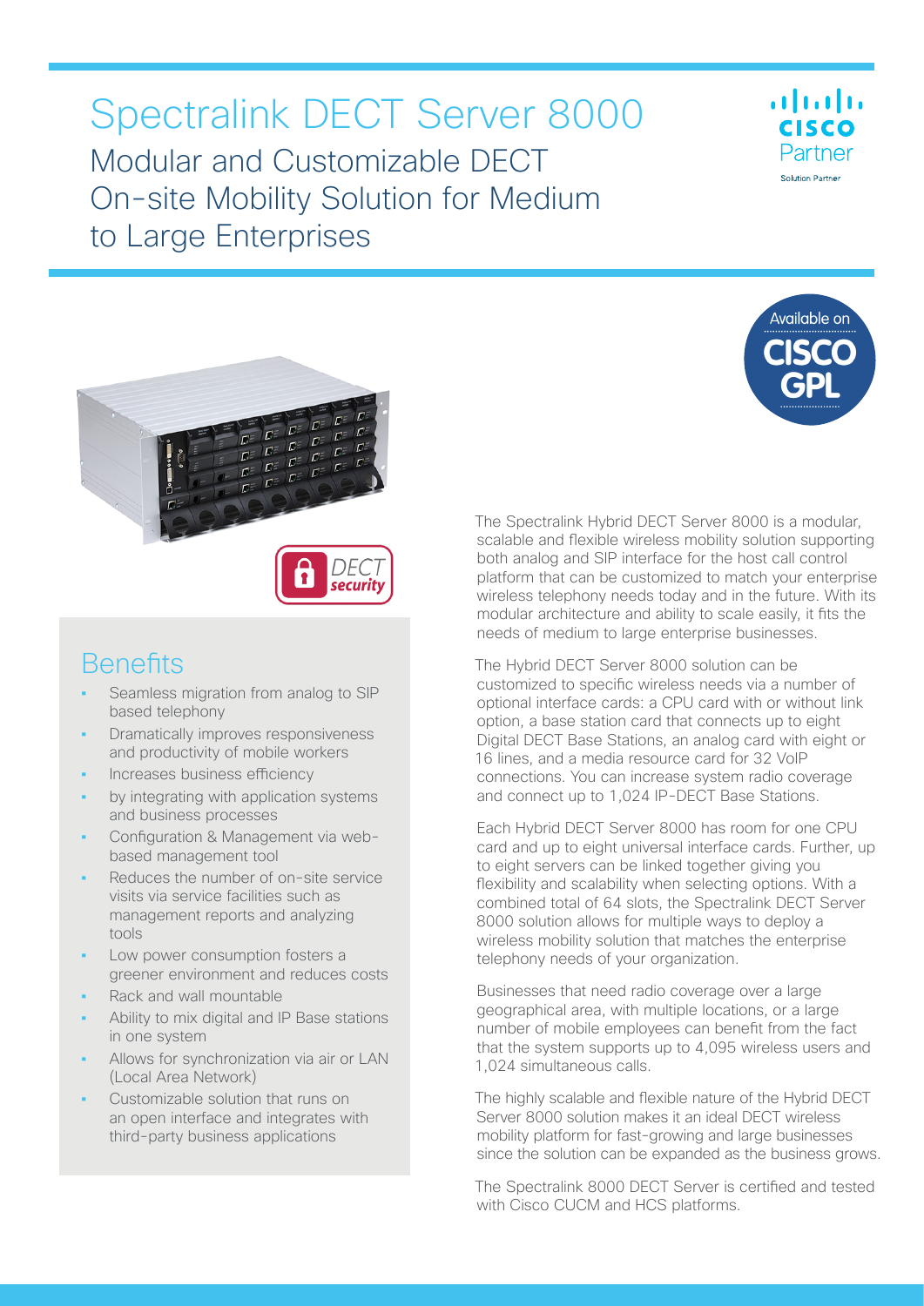# Spectralink DECT Server 8000

## Modular and Customizable DECT On-site Mobility Solution for Medium to Large Enterprises

Available on CISCO GPL

DECT security

## Benefits

- Seamless migration from analog to SIP based telephony
- Dramatically improves responsiveness and productivity of mobile workers
- Increases business efficiency
- by integrating with application systems and business processes
- Configuration & Management via web-based management tool
- Reduces the number of on-site service visits via service facilities such as management reports and analyzing tools
- Low power consumption fosters a greener environment and reduces costs
- Rack and wall mountable
- Ability to mix digital and IP Base stations in one system
- Allows for synchronization via air or LAN (Local Area Network)
- Customizable solution that runs on an open interface and integrates with third-party business applications

The Spectralink Hybrid DECT Server 8000 is a modular, scalable and flexible wireless mobility solution supporting both analog and SIP interface for the host call control platform that can be customized to match your enterprise wireless telephony needs today and in the future. With its modular architecture and ability to scale easily, it fits the needs of medium to large enterprise businesses.

The Hybrid DECT Server 8000 solution can be customized to specific wireless needs via a number of optional interface cards: a CPU card with or without link option, a base station card that connects up to eight Digital DECT Base Stations, an analog card with eight or 16 lines, and a media resource card for 32 VoIP connections. You can increase system radio coverage and connect up to 1,024 IP-DECT Base Stations.

Each Hybrid DECT Server 8000 has room for one CPU card and up to eight universal interface cards. Further, up to eight servers can be linked together giving you flexibility and scalability when selecting options. With a combined total of 64 slots, the Spectralink DECT Server 8000 solution allows for multiple ways to deploy a wireless mobility solution that matches the enterprise telephony needs of your organization.

Businesses that need radio coverage over a large geographical area, with multiple locations, or a large number of mobile employees can benefit from the fact that the system supports up to 4,095 wireless users and 1,024 simultaneous calls.

The highly scalable and flexible nature of the Hybrid DECT Server 8000 solution makes it an ideal DECT wireless mobility platform for fast-growing and large businesses since the solution can be expanded as the business grows.

The Spectralink 8000 DECT Server is certified and tested with Cisco CUCM and HCS platforms.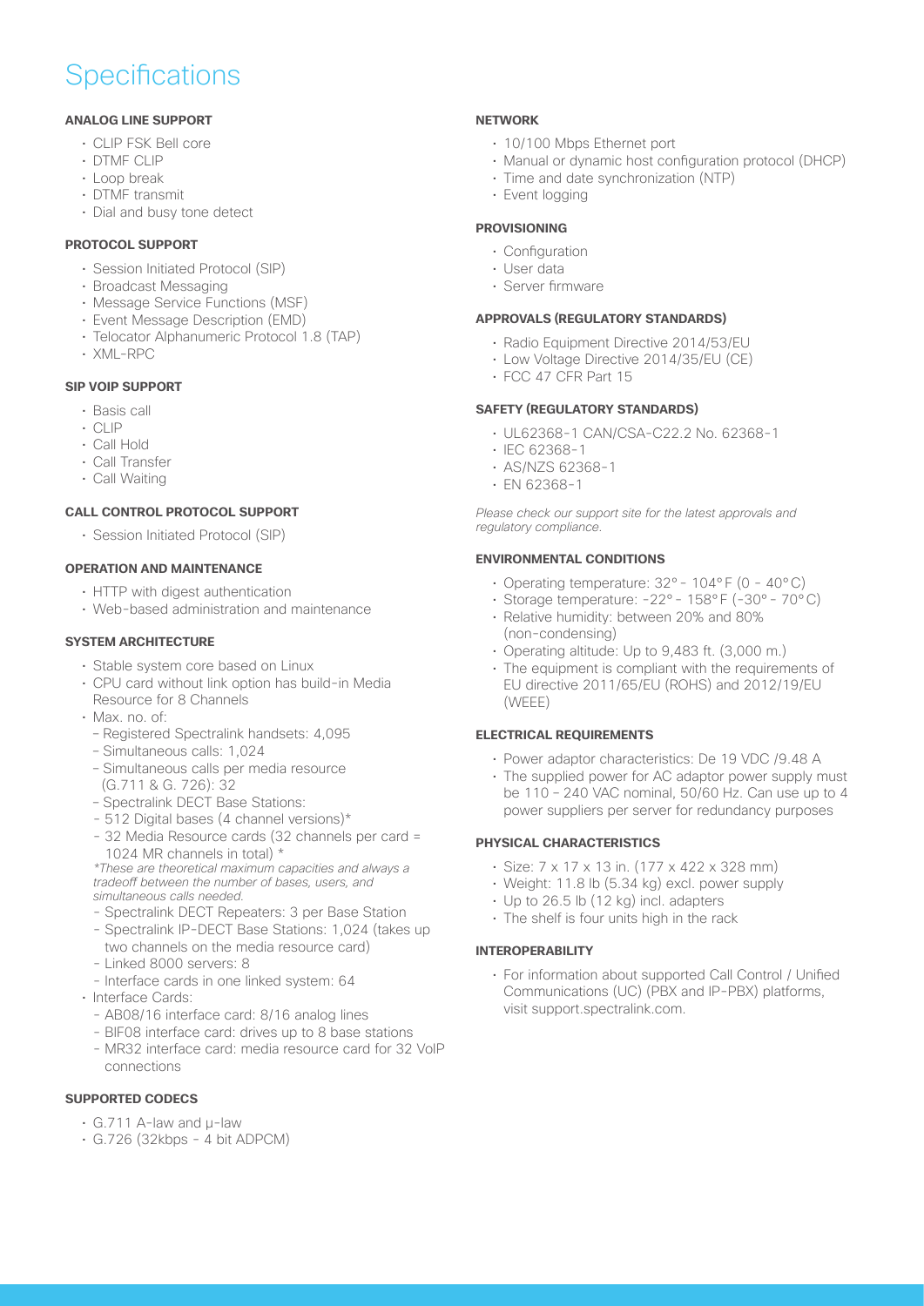# Specifications

### ANALOG LINE SUPPORT

- CLIP FSK Bell core
- DTMF CLIP
- Loop break
- DTMF transmit
- Dial and busy tone detect

### PROTOCOL SUPPORT

- Session Initiated Protocol (SIP)
- Broadcast Messaging
- Message Service Functions (MSF)
- Event Message Description (EMD)
- Telocator Alphanumeric Protocol 1.8 (TAP)
- XML-RPC

### SIP VOIP SUPPORT

- Basis call
- CLIP
- Call Hold
- Call Transfer
- Call Waiting

### CALL CONTROL PROTOCOL SUPPORT

- Session Initiated Protocol (SIP)

### OPERATION AND MAINTENANCE

- HTTP with digest authentication
- Web-based administration and maintenance

### SYSTEM ARCHITECTURE

- Stable system core based on Linux
- CPU card without link option has build-in Media Resource for 8 Channels
- Max. no. of:
  - Registered Spectralink handsets: 4,095
  - Simultaneous calls: 1,024
  - Simultaneous calls per media resource (G.711 & G. 726): 32
  - Spectralink DECT Base Stations:
  - 512 Digital bases (4 channel versions)*
  - 32 Media Resource cards (32 channels per card = 1024 MR channels in total) *

  *\*These are theoretical maximum capacities and always a tradeoff between the number of bases, users, and simultaneous calls needed.*
  - Spectralink DECT Repeaters: 3 per Base Station
  - Spectralink IP-DECT Base Stations: 1,024 (takes up two channels on the media resource card)
  - Linked 8000 servers: 8
  - Interface cards in one linked system: 64
- Interface Cards:
  - AB08/16 interface card: 8/16 analog lines
  - BIF08 interface card: drives up to 8 base stations
  - MR32 interface card: media resource card for 32 VoIP connections

### SUPPORTED CODECS

- G.711 A-law and µ-law
- G.726 (32kbps - 4 bit ADPCM)

### NETWORK

- 10/100 Mbps Ethernet port
- Manual or dynamic host configuration protocol (DHCP)
- Time and date synchronization (NTP)
- Event logging

### PROVISIONING

- Configuration
- User data
- Server firmware

### APPROVALS (REGULATORY STANDARDS)

- Radio Equipment Directive 2014/53/EU
- Low Voltage Directive 2014/35/EU (CE)
- FCC 47 CFR Part 15

### SAFETY (REGULATORY STANDARDS)

- UL62368-1 CAN/CSA-C22.2 No. 62368-1
- IEC 62368-1
- AS/NZS 62368-1
- EN 62368-1

*Please check our support site for the latest approvals and regulatory compliance.*

### ENVIRONMENTAL CONDITIONS

- Operating temperature: 32° - 104°F (0 - 40°C)
- Storage temperature: -22° - 158°F (-30° - 70°C)
- Relative humidity: between 20% and 80% (non-condensing)
- Operating altitude: Up to 9,483 ft. (3,000 m.)
- The equipment is compliant with the requirements of EU directive 2011/65/EU (ROHS) and 2012/19/EU (WEEE)

### ELECTRICAL REQUIREMENTS

- Power adaptor characteristics: De 19 VDC /9.48 A
- The supplied power for AC adaptor power supply must be 110 - 240 VAC nominal, 50/60 Hz. Can use up to 4 power suppliers per server for redundancy purposes

### PHYSICAL CHARACTERISTICS

- Size: 7 x 17 x 13 in. (177 x 422 x 328 mm)
- Weight: 11.8 lb (5.34 kg) excl. power supply
- Up to 26.5 lb (12 kg) incl. adapters
- The shelf is four units high in the rack

### INTEROPERABILITY

- For information about supported Call Control / Unified Communications (UC) (PBX and IP-PBX) platforms, visit support.spectralink.com.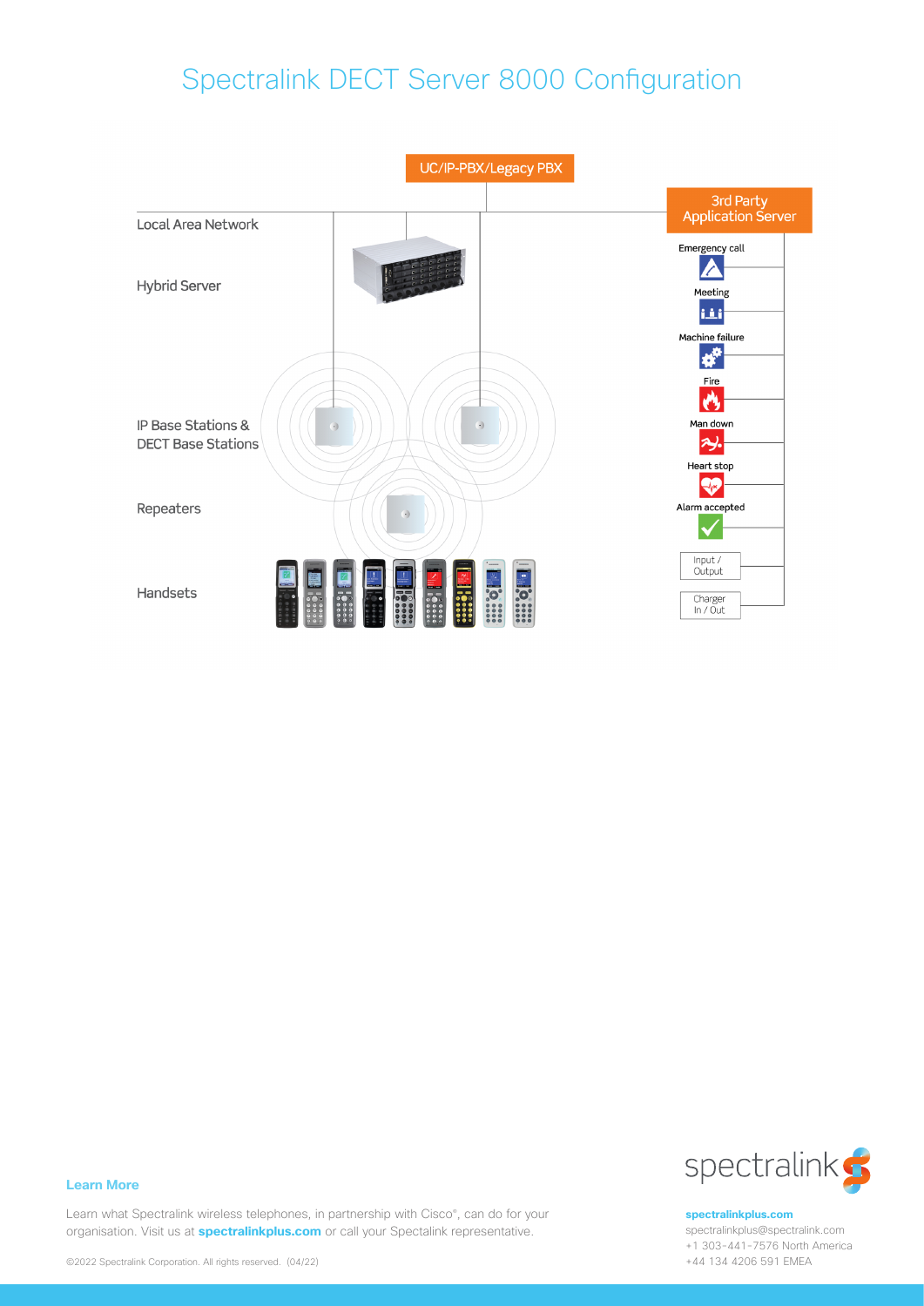# Spectralink DECT Server 8000 Configuration

UC/IP-PBX/Legacy PBX

3rd Party Application Server

Local Area Network

Hybrid Server

IP Base Stations & DECT Base Stations

Repeaters

Handsets

Emergency call

Meeting

Machine failure

Fire

Man down

Heart stop

Alarm accepted

Input / Output

Charger In / Out

**Learn More**

Learn what Spectralink wireless telephones, in partnership with Cisco®, can do for your organisation. Visit us at **spectralinkplus.com** or call your Spectalink representative.

©2022 Spectralink Corporation. All rights reserved. (04/22)

spectralink

**spectralinkplus.com**
spectralinkplus@spectralink.com
+1 303-441-7576 North America
+44 134 4206 591 EMEA